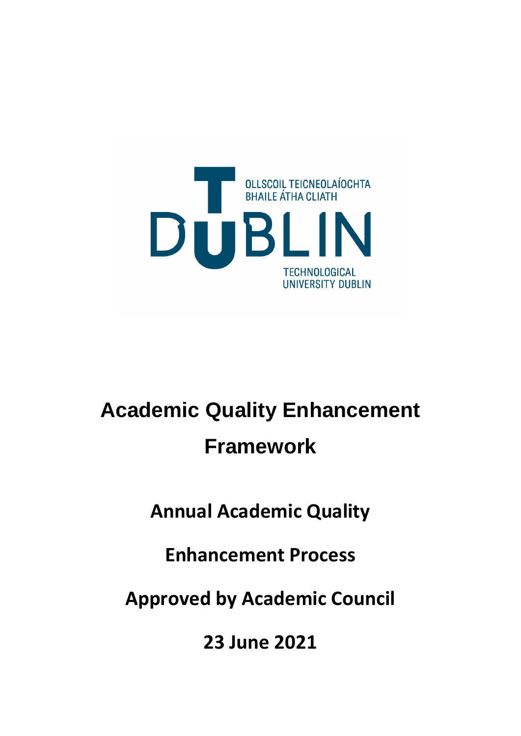OLLSCOIL TEICNEOLAÍOCHTA BHAILE ÁTHA CLIATH

DUBLIN

TECHNOLOGICAL UNIVERSITY DUBLIN

# Academic Quality Enhancement Framework

## Annual Academic Quality Enhancement Process

**Approved by Academic Council**

**23 June 2021**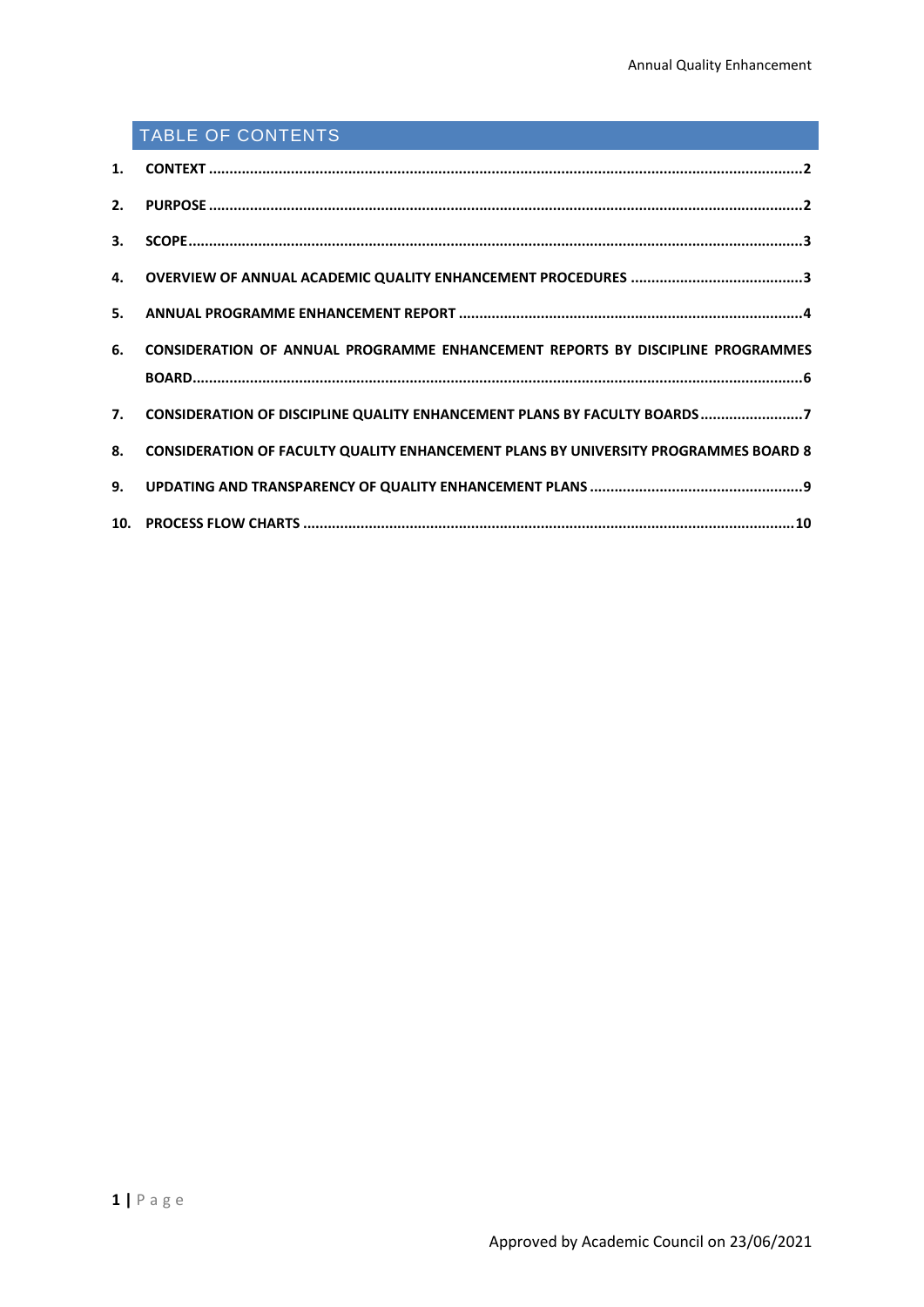## TABLE OF CONTENTS

1. CONTEXT ....................................................................................................2
2. PURPOSE ....................................................................................................2
3. SCOPE ....................................................................................................3
4. OVERVIEW OF ANNUAL ACADEMIC QUALITY ENHANCEMENT PROCEDURES ....................................................................................................3
5. ANNUAL PROGRAMME ENHANCEMENT REPORT ....................................................................................................4
6. CONSIDERATION OF ANNUAL PROGRAMME ENHANCEMENT REPORTS BY DISCIPLINE PROGRAMMES BOARD ....................................................................................................6
7. CONSIDERATION OF DISCIPLINE QUALITY ENHANCEMENT PLANS BY FACULTY BOARDS ....................................................................................................7
8. CONSIDERATION OF FACULTY QUALITY ENHANCEMENT PLANS BY UNIVERSITY PROGRAMMES BOARD 8
9. UPDATING AND TRANSPARENCY OF QUALITY ENHANCEMENT PLANS ....................................................................................................9
10. PROCESS FLOW CHARTS ....................................................................................................10

Approved by Academic Council on 23/06/2021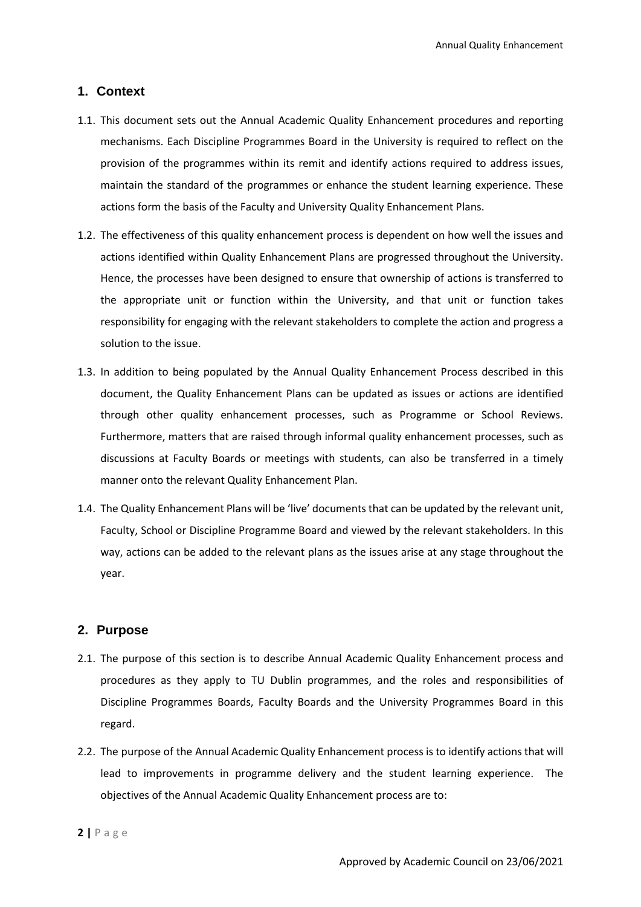## 1. Context

1.1. This document sets out the Annual Academic Quality Enhancement procedures and reporting mechanisms. Each Discipline Programmes Board in the University is required to reflect on the provision of the programmes within its remit and identify actions required to address issues, maintain the standard of the programmes or enhance the student learning experience. These actions form the basis of the Faculty and University Quality Enhancement Plans.

1.2. The effectiveness of this quality enhancement process is dependent on how well the issues and actions identified within Quality Enhancement Plans are progressed throughout the University. Hence, the processes have been designed to ensure that ownership of actions is transferred to the appropriate unit or function within the University, and that unit or function takes responsibility for engaging with the relevant stakeholders to complete the action and progress a solution to the issue.

1.3. In addition to being populated by the Annual Quality Enhancement Process described in this document, the Quality Enhancement Plans can be updated as issues or actions are identified through other quality enhancement processes, such as Programme or School Reviews. Furthermore, matters that are raised through informal quality enhancement processes, such as discussions at Faculty Boards or meetings with students, can also be transferred in a timely manner onto the relevant Quality Enhancement Plan.

1.4. The Quality Enhancement Plans will be 'live' documents that can be updated by the relevant unit, Faculty, School or Discipline Programme Board and viewed by the relevant stakeholders. In this way, actions can be added to the relevant plans as the issues arise at any stage throughout the year.

## 2. Purpose

2.1. The purpose of this section is to describe Annual Academic Quality Enhancement process and procedures as they apply to TU Dublin programmes, and the roles and responsibilities of Discipline Programmes Boards, Faculty Boards and the University Programmes Board in this regard.

2.2. The purpose of the Annual Academic Quality Enhancement process is to identify actions that will lead to improvements in programme delivery and the student learning experience. The objectives of the Annual Academic Quality Enhancement process are to: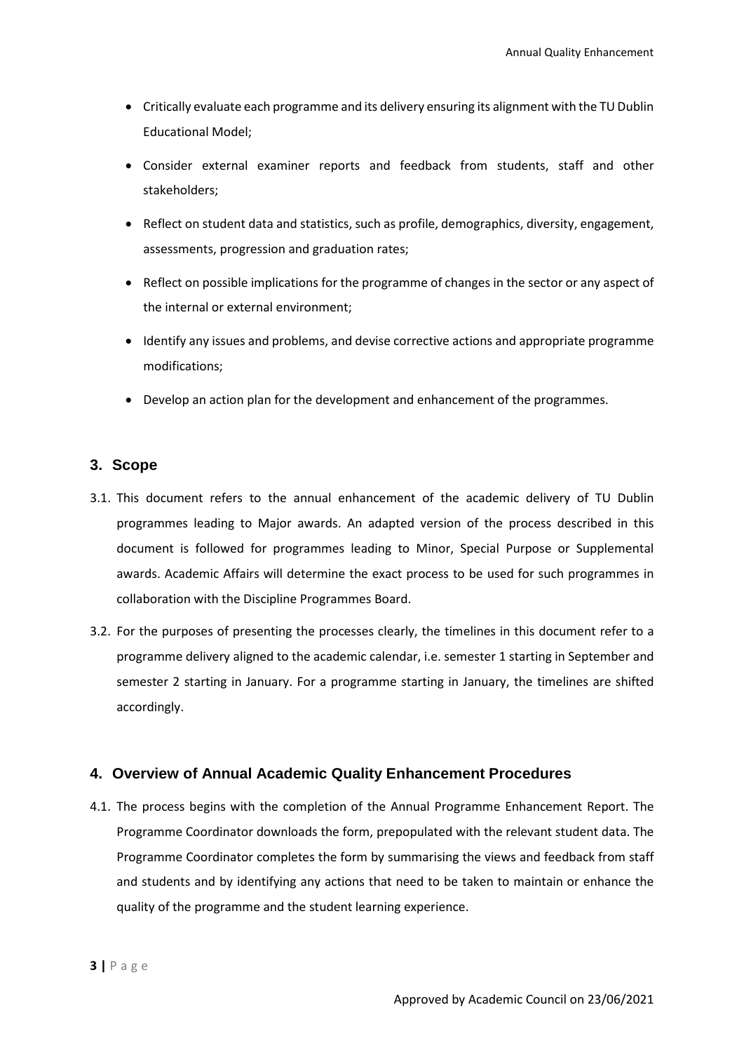- Critically evaluate each programme and its delivery ensuring its alignment with the TU Dublin Educational Model;
- Consider external examiner reports and feedback from students, staff and other stakeholders;
- Reflect on student data and statistics, such as profile, demographics, diversity, engagement, assessments, progression and graduation rates;
- Reflect on possible implications for the programme of changes in the sector or any aspect of the internal or external environment;
- Identify any issues and problems, and devise corrective actions and appropriate programme modifications;
- Develop an action plan for the development and enhancement of the programmes.

## 3. Scope

3.1. This document refers to the annual enhancement of the academic delivery of TU Dublin programmes leading to Major awards. An adapted version of the process described in this document is followed for programmes leading to Minor, Special Purpose or Supplemental awards. Academic Affairs will determine the exact process to be used for such programmes in collaboration with the Discipline Programmes Board.

3.2. For the purposes of presenting the processes clearly, the timelines in this document refer to a programme delivery aligned to the academic calendar, i.e. semester 1 starting in September and semester 2 starting in January. For a programme starting in January, the timelines are shifted accordingly.

## 4. Overview of Annual Academic Quality Enhancement Procedures

4.1. The process begins with the completion of the Annual Programme Enhancement Report. The Programme Coordinator downloads the form, prepopulated with the relevant student data. The Programme Coordinator completes the form by summarising the views and feedback from staff and students and by identifying any actions that need to be taken to maintain or enhance the quality of the programme and the student learning experience.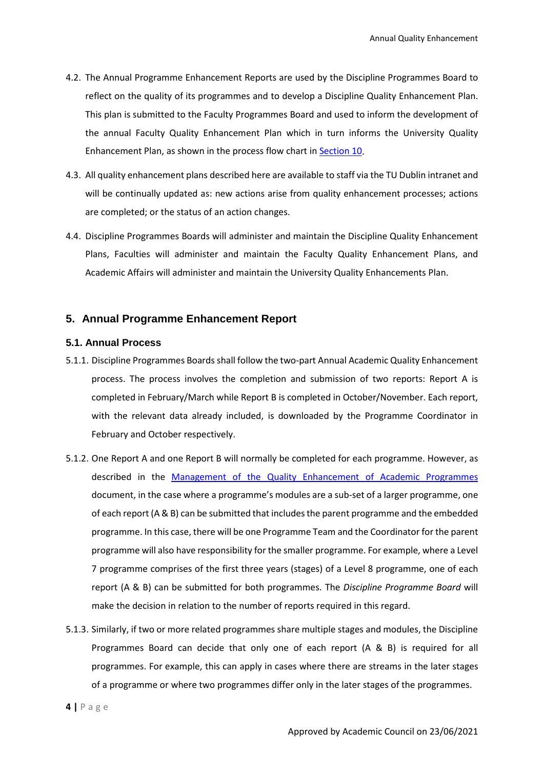4.2. The Annual Programme Enhancement Reports are used by the Discipline Programmes Board to reflect on the quality of its programmes and to develop a Discipline Quality Enhancement Plan. This plan is submitted to the Faculty Programmes Board and used to inform the development of the annual Faculty Quality Enhancement Plan which in turn informs the University Quality Enhancement Plan, as shown in the process flow chart in Section 10.

4.3. All quality enhancement plans described here are available to staff via the TU Dublin intranet and will be continually updated as: new actions arise from quality enhancement processes; actions are completed; or the status of an action changes.

4.4. Discipline Programmes Boards will administer and maintain the Discipline Quality Enhancement Plans, Faculties will administer and maintain the Faculty Quality Enhancement Plans, and Academic Affairs will administer and maintain the University Quality Enhancements Plan.

## 5. Annual Programme Enhancement Report

### 5.1. Annual Process

5.1.1. Discipline Programmes Boards shall follow the two-part Annual Academic Quality Enhancement process. The process involves the completion and submission of two reports: Report A is completed in February/March while Report B is completed in October/November. Each report, with the relevant data already included, is downloaded by the Programme Coordinator in February and October respectively.

5.1.2. One Report A and one Report B will normally be completed for each programme. However, as described in the Management of the Quality Enhancement of Academic Programmes document, in the case where a programme's modules are a sub-set of a larger programme, one of each report (A & B) can be submitted that includes the parent programme and the embedded programme. In this case, there will be one Programme Team and the Coordinator for the parent programme will also have responsibility for the smaller programme. For example, where a Level 7 programme comprises of the first three years (stages) of a Level 8 programme, one of each report (A & B) can be submitted for both programmes. The *Discipline Programme Board* will make the decision in relation to the number of reports required in this regard.

5.1.3. Similarly, if two or more related programmes share multiple stages and modules, the Discipline Programmes Board can decide that only one of each report (A & B) is required for all programmes. For example, this can apply in cases where there are streams in the later stages of a programme or where two programmes differ only in the later stages of the programmes.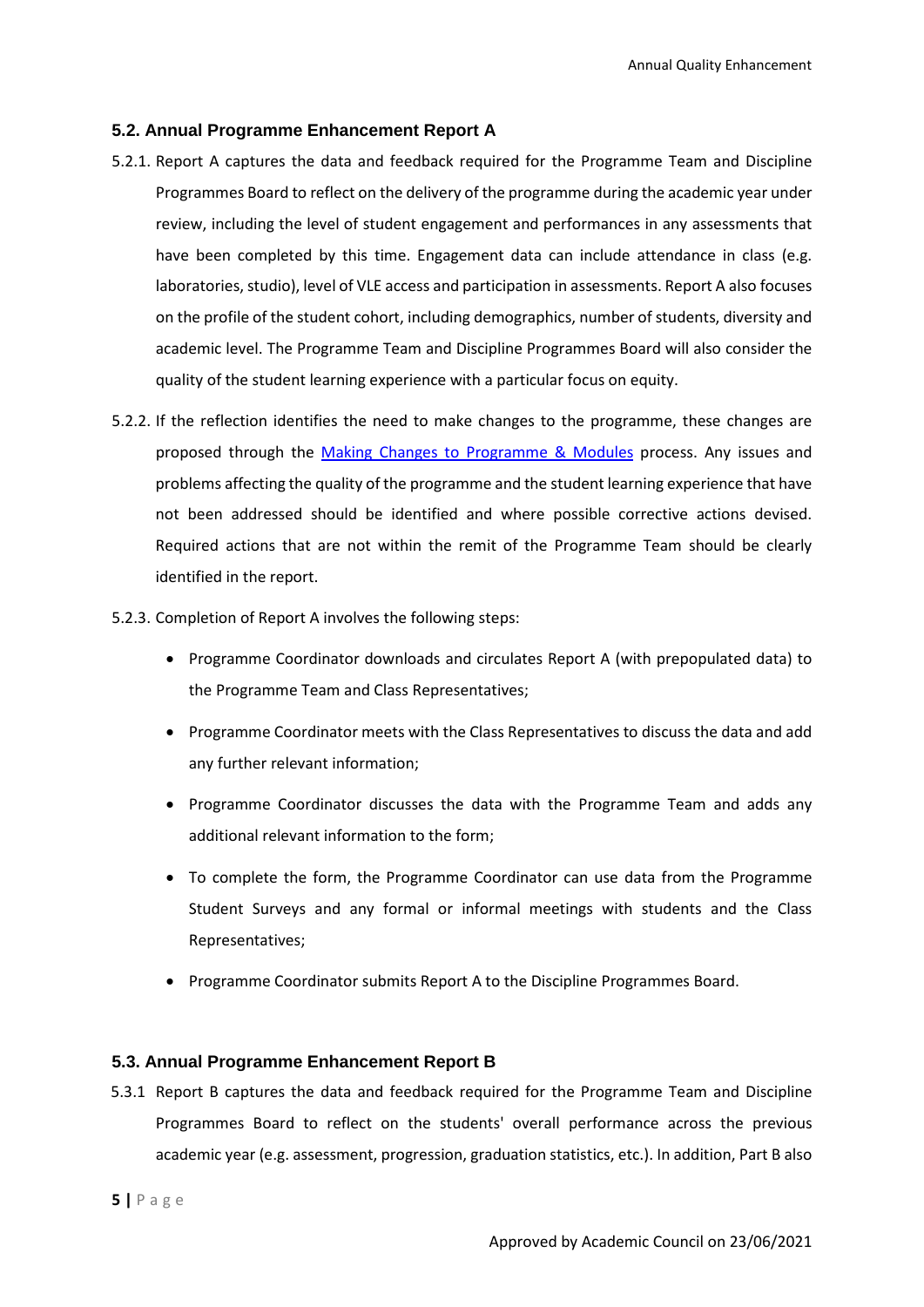### 5.2. Annual Programme Enhancement Report A

5.2.1. Report A captures the data and feedback required for the Programme Team and Discipline Programmes Board to reflect on the delivery of the programme during the academic year under review, including the level of student engagement and performances in any assessments that have been completed by this time. Engagement data can include attendance in class (e.g. laboratories, studio), level of VLE access and participation in assessments. Report A also focuses on the profile of the student cohort, including demographics, number of students, diversity and academic level. The Programme Team and Discipline Programmes Board will also consider the quality of the student learning experience with a particular focus on equity.

5.2.2. If the reflection identifies the need to make changes to the programme, these changes are proposed through the [Making Changes to Programme & Modules]() process. Any issues and problems affecting the quality of the programme and the student learning experience that have not been addressed should be identified and where possible corrective actions devised. Required actions that are not within the remit of the Programme Team should be clearly identified in the report.

5.2.3. Completion of Report A involves the following steps:

- Programme Coordinator downloads and circulates Report A (with prepopulated data) to the Programme Team and Class Representatives;
- Programme Coordinator meets with the Class Representatives to discuss the data and add any further relevant information;
- Programme Coordinator discusses the data with the Programme Team and adds any additional relevant information to the form;
- To complete the form, the Programme Coordinator can use data from the Programme Student Surveys and any formal or informal meetings with students and the Class Representatives;
- Programme Coordinator submits Report A to the Discipline Programmes Board.

### 5.3. Annual Programme Enhancement Report B

5.3.1 Report B captures the data and feedback required for the Programme Team and Discipline Programmes Board to reflect on the students' overall performance across the previous academic year (e.g. assessment, progression, graduation statistics, etc.). In addition, Part B also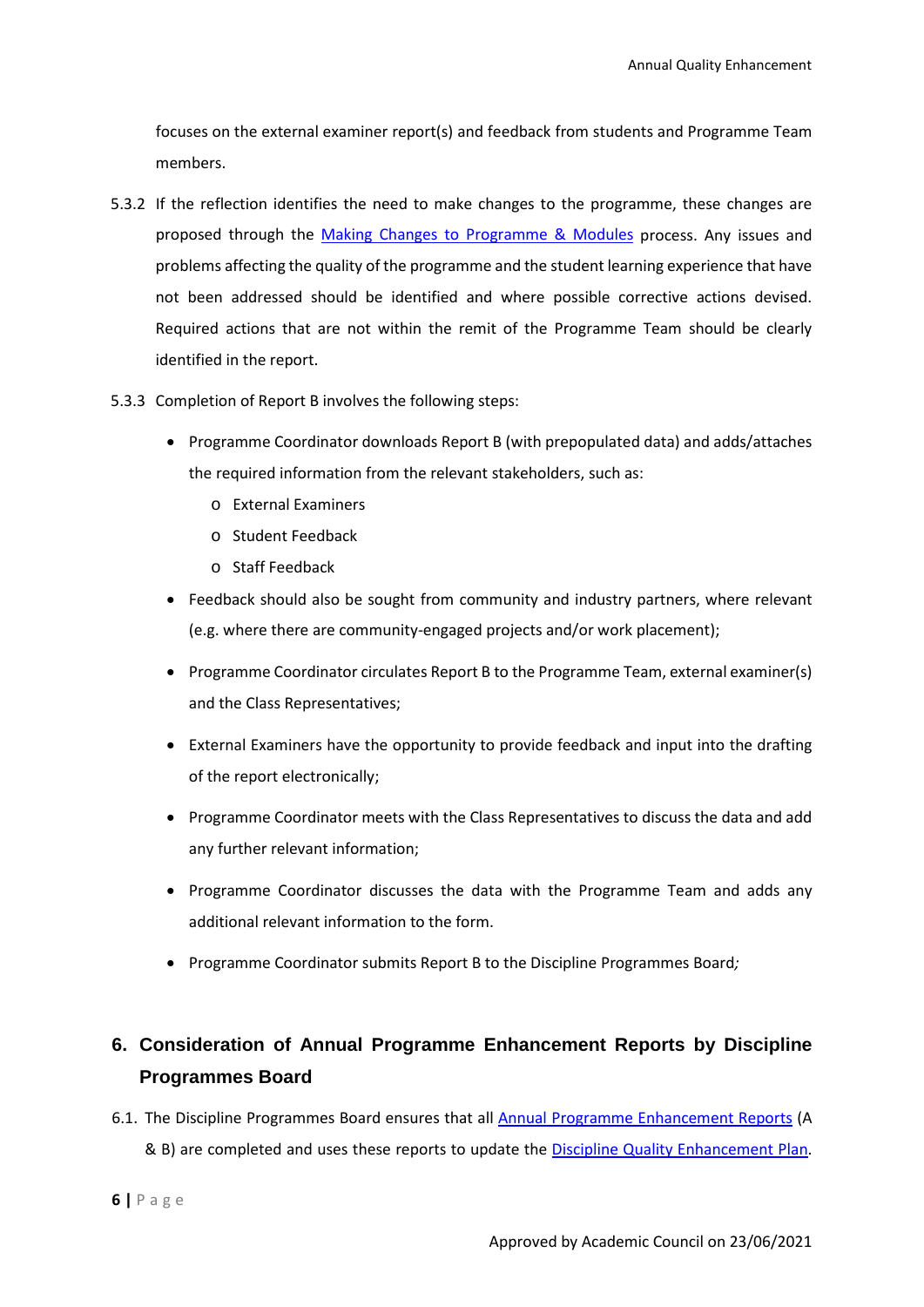focuses on the external examiner report(s) and feedback from students and Programme Team members.

5.3.2 If the reflection identifies the need to make changes to the programme, these changes are proposed through the [Making Changes to Programme & Modules]() process. Any issues and problems affecting the quality of the programme and the student learning experience that have not been addressed should be identified and where possible corrective actions devised. Required actions that are not within the remit of the Programme Team should be clearly identified in the report.

5.3.3 Completion of Report B involves the following steps:

- Programme Coordinator downloads Report B (with prepopulated data) and adds/attaches the required information from the relevant stakeholders, such as:
  - External Examiners
  - Student Feedback
  - Staff Feedback
- Feedback should also be sought from community and industry partners, where relevant (e.g. where there are community-engaged projects and/or work placement);
- Programme Coordinator circulates Report B to the Programme Team, external examiner(s) and the Class Representatives;
- External Examiners have the opportunity to provide feedback and input into the drafting of the report electronically;
- Programme Coordinator meets with the Class Representatives to discuss the data and add any further relevant information;
- Programme Coordinator discusses the data with the Programme Team and adds any additional relevant information to the form.
- Programme Coordinator submits Report B to the Discipline Programmes Board*;*

## 6. Consideration of Annual Programme Enhancement Reports by Discipline Programmes Board

6.1. The Discipline Programmes Board ensures that all [Annual Programme Enhancement Reports]() (A & B) are completed and uses these reports to update the [Discipline Quality Enhancement Plan]().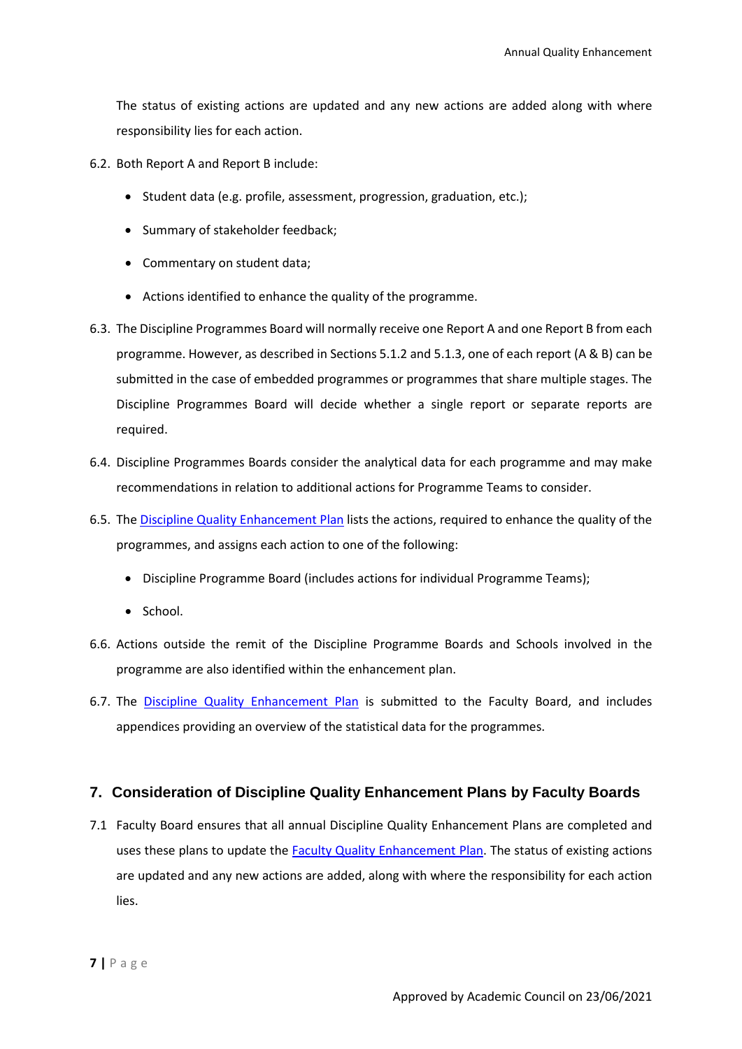The status of existing actions are updated and any new actions are added along with where responsibility lies for each action.

6.2. Both Report A and Report B include:

- Student data (e.g. profile, assessment, progression, graduation, etc.);
- Summary of stakeholder feedback;
- Commentary on student data;
- Actions identified to enhance the quality of the programme.

6.3. The Discipline Programmes Board will normally receive one Report A and one Report B from each programme. However, as described in Sections 5.1.2 and 5.1.3, one of each report (A & B) can be submitted in the case of embedded programmes or programmes that share multiple stages. The Discipline Programmes Board will decide whether a single report or separate reports are required.

6.4. Discipline Programmes Boards consider the analytical data for each programme and may make recommendations in relation to additional actions for Programme Teams to consider.

6.5. The Discipline Quality Enhancement Plan lists the actions, required to enhance the quality of the programmes, and assigns each action to one of the following:

- Discipline Programme Board (includes actions for individual Programme Teams);
- School.

6.6. Actions outside the remit of the Discipline Programme Boards and Schools involved in the programme are also identified within the enhancement plan.

6.7. The Discipline Quality Enhancement Plan is submitted to the Faculty Board, and includes appendices providing an overview of the statistical data for the programmes.

## 7. Consideration of Discipline Quality Enhancement Plans by Faculty Boards

7.1 Faculty Board ensures that all annual Discipline Quality Enhancement Plans are completed and uses these plans to update the Faculty Quality Enhancement Plan. The status of existing actions are updated and any new actions are added, along with where the responsibility for each action lies.

Approved by Academic Council on 23/06/2021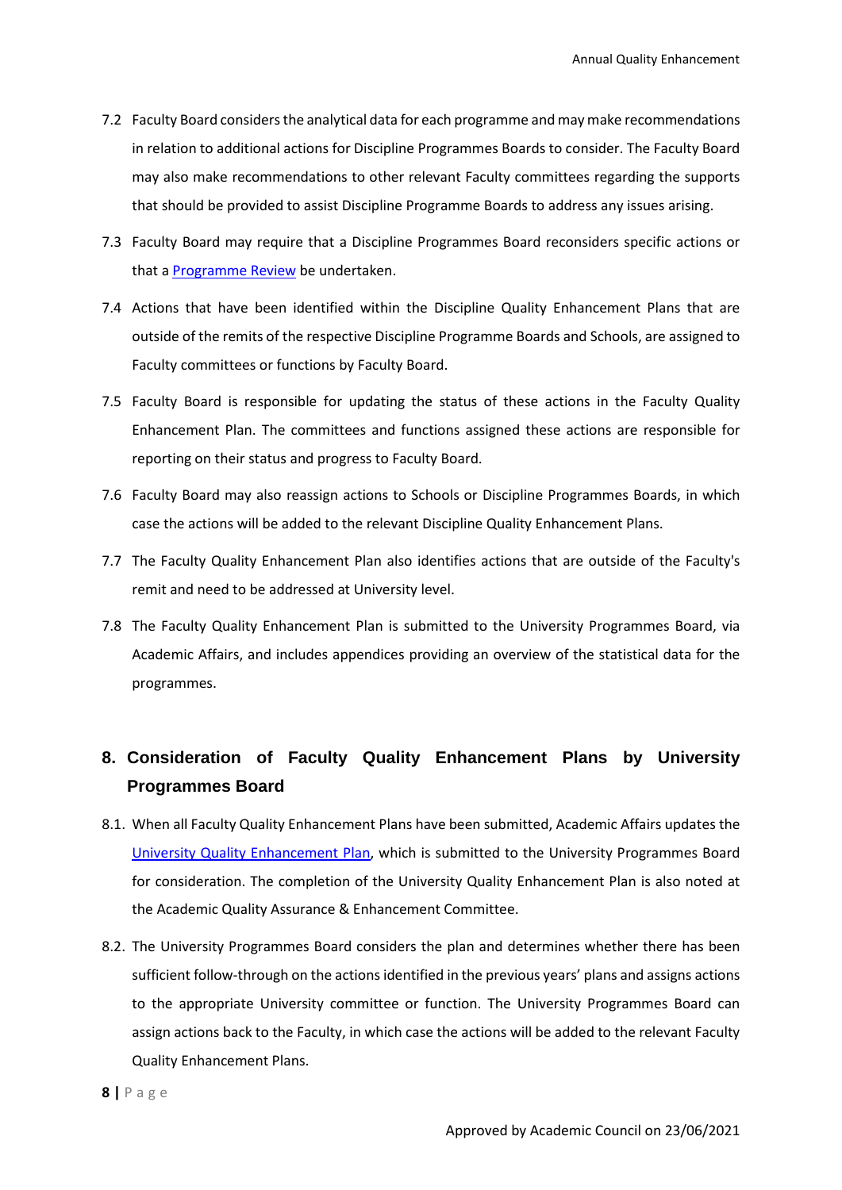7.2 Faculty Board considers the analytical data for each programme and may make recommendations in relation to additional actions for Discipline Programmes Boards to consider. The Faculty Board may also make recommendations to other relevant Faculty committees regarding the supports that should be provided to assist Discipline Programme Boards to address any issues arising.

7.3 Faculty Board may require that a Discipline Programmes Board reconsiders specific actions or that a [Programme Review](#) be undertaken.

7.4 Actions that have been identified within the Discipline Quality Enhancement Plans that are outside of the remits of the respective Discipline Programme Boards and Schools, are assigned to Faculty committees or functions by Faculty Board.

7.5 Faculty Board is responsible for updating the status of these actions in the Faculty Quality Enhancement Plan. The committees and functions assigned these actions are responsible for reporting on their status and progress to Faculty Board.

7.6 Faculty Board may also reassign actions to Schools or Discipline Programmes Boards, in which case the actions will be added to the relevant Discipline Quality Enhancement Plans.

7.7 The Faculty Quality Enhancement Plan also identifies actions that are outside of the Faculty's remit and need to be addressed at University level.

7.8 The Faculty Quality Enhancement Plan is submitted to the University Programmes Board, via Academic Affairs, and includes appendices providing an overview of the statistical data for the programmes.

## 8. Consideration of Faculty Quality Enhancement Plans by University Programmes Board

8.1. When all Faculty Quality Enhancement Plans have been submitted, Academic Affairs updates the [University Quality Enhancement Plan](#), which is submitted to the University Programmes Board for consideration. The completion of the University Quality Enhancement Plan is also noted at the Academic Quality Assurance & Enhancement Committee.

8.2. The University Programmes Board considers the plan and determines whether there has been sufficient follow-through on the actions identified in the previous years' plans and assigns actions to the appropriate University committee or function. The University Programmes Board can assign actions back to the Faculty, in which case the actions will be added to the relevant Faculty Quality Enhancement Plans.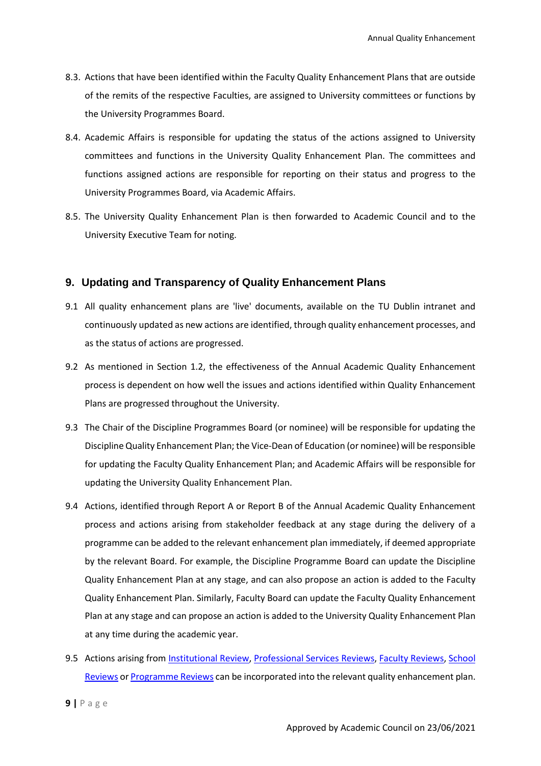8.3. Actions that have been identified within the Faculty Quality Enhancement Plans that are outside of the remits of the respective Faculties, are assigned to University committees or functions by the University Programmes Board.

8.4. Academic Affairs is responsible for updating the status of the actions assigned to University committees and functions in the University Quality Enhancement Plan. The committees and functions assigned actions are responsible for reporting on their status and progress to the University Programmes Board, via Academic Affairs.

8.5. The University Quality Enhancement Plan is then forwarded to Academic Council and to the University Executive Team for noting.

## 9. Updating and Transparency of Quality Enhancement Plans

9.1 All quality enhancement plans are 'live' documents, available on the TU Dublin intranet and continuously updated as new actions are identified, through quality enhancement processes, and as the status of actions are progressed.

9.2 As mentioned in Section 1.2, the effectiveness of the Annual Academic Quality Enhancement process is dependent on how well the issues and actions identified within Quality Enhancement Plans are progressed throughout the University.

9.3 The Chair of the Discipline Programmes Board (or nominee) will be responsible for updating the Discipline Quality Enhancement Plan; the Vice-Dean of Education (or nominee) will be responsible for updating the Faculty Quality Enhancement Plan; and Academic Affairs will be responsible for updating the University Quality Enhancement Plan.

9.4 Actions, identified through Report A or Report B of the Annual Academic Quality Enhancement process and actions arising from stakeholder feedback at any stage during the delivery of a programme can be added to the relevant enhancement plan immediately, if deemed appropriate by the relevant Board. For example, the Discipline Programme Board can update the Discipline Quality Enhancement Plan at any stage, and can also propose an action is added to the Faculty Quality Enhancement Plan. Similarly, Faculty Board can update the Faculty Quality Enhancement Plan at any stage and can propose an action is added to the University Quality Enhancement Plan at any time during the academic year.

9.5 Actions arising from Institutional Review, Professional Services Reviews, Faculty Reviews, School Reviews or Programme Reviews can be incorporated into the relevant quality enhancement plan.

Approved by Academic Council on 23/06/2021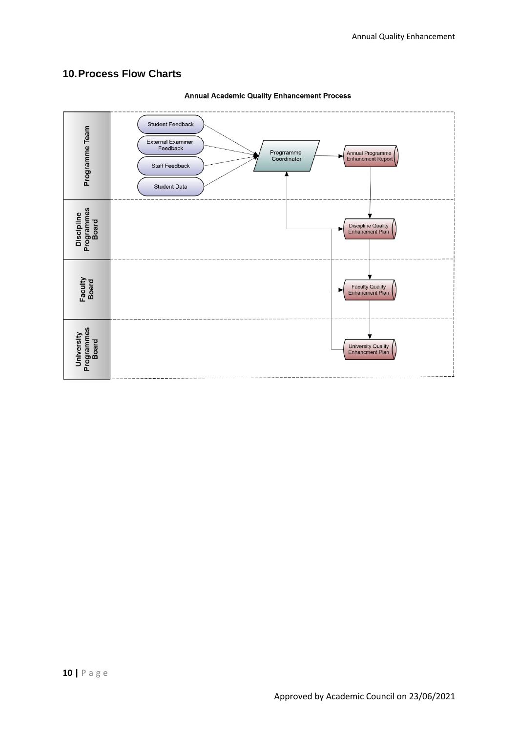# 10. Process Flow Charts

**Annual Academic Quality Enhancement Process**

Programme Team

Discipline Programmes Board

Faculty Board

University Programmes Board

Student Feedback

External Examiner Feedback

Staff Feedback

Student Data

Progrramme Coordinator

Annual Programme Enhancment Report

Discipline Quality Enhancment Plan

Faculty Quality Enhancment Plan

University Quality Enhancment Plan